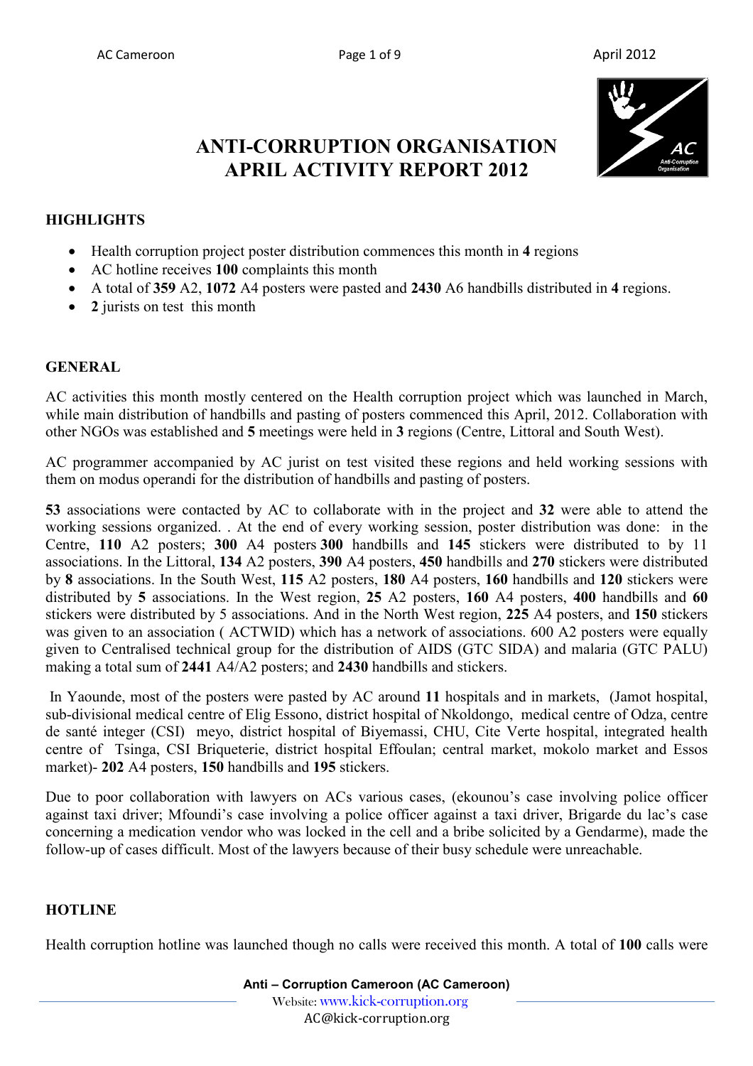# ANTI-CORRUPTION ORGANISATION APRIL ACTIVITY REPORT 2012

## HIGHLIGHTS

- Health corruption project poster distribution commences this month in **4** regions
- AC hotline receives **100** complaints this month
- A total of **359** A2, **1072** A4 posters were pasted and **2430** A6 handbills distributed in **4** regions.
- **2** jurists on test this month

## GENERAL

AC activities this month mostly centered on the Health corruption project which was launched in March, while main distribution of handbills and pasting of posters commenced this April, 2012. Collaboration with other NGOs was established and **5** meetings were held in **3** regions (Centre, Littoral and South West).

AC programmer accompanied by AC jurist on test visited these regions and held working sessions with them on modus operandi for the distribution of handbills and pasting of posters.

**53** associations were contacted by AC to collaborate with in the project and **32** were able to attend the working sessions organized. . At the end of every working session, poster distribution was done: in the Centre, **110** A2 posters; **300** A4 posters **300** handbills and **145** stickers were distributed to by 11 associations. In the Littoral, **134** A2 posters, **390** A4 posters, **450** handbills and **270** stickers were distributed by **8** associations. In the South West, **115** A2 posters, **180** A4 posters, **160** handbills and **120** stickers were distributed by **5** associations. In the West region, **25** A2 posters, **160** A4 posters, **400** handbills and **60** stickers were distributed by 5 associations. And in the North West region, **225** A4 posters, and **150** stickers was given to an association ( ACTWID) which has a network of associations. 600 A2 posters were equally given to Centralised technical group for the distribution of AIDS (GTC SIDA) and malaria (GTC PALU) making a total sum of **2441** A4/A2 posters; and **2430** handbills and stickers.

In Yaounde, most of the posters were pasted by AC around **11** hospitals and in markets, (Jamot hospital, sub-divisional medical centre of Elig Essono, district hospital of Nkoldongo, medical centre of Odza, centre de santé integer (CSI) meyo, district hospital of Biyemassi, CHU, Cite Verte hospital, integrated health centre of Tsinga, CSI Briqueterie, district hospital Effoulan; central market, mokolo market and Essos market)- **202** A4 posters, **150** handbills and **195** stickers.

Due to poor collaboration with lawyers on ACs various cases, (ekounou's case involving police officer against taxi driver; Mfoundi's case involving a police officer against a taxi driver, Brigarde du lac's case concerning a medication vendor who was locked in the cell and a bribe solicited by a Gendarme), made the follow-up of cases difficult. Most of the lawyers because of their busy schedule were unreachable.

## HOTLINE

Health corruption hotline was launched though no calls were received this month. A total of **100** calls were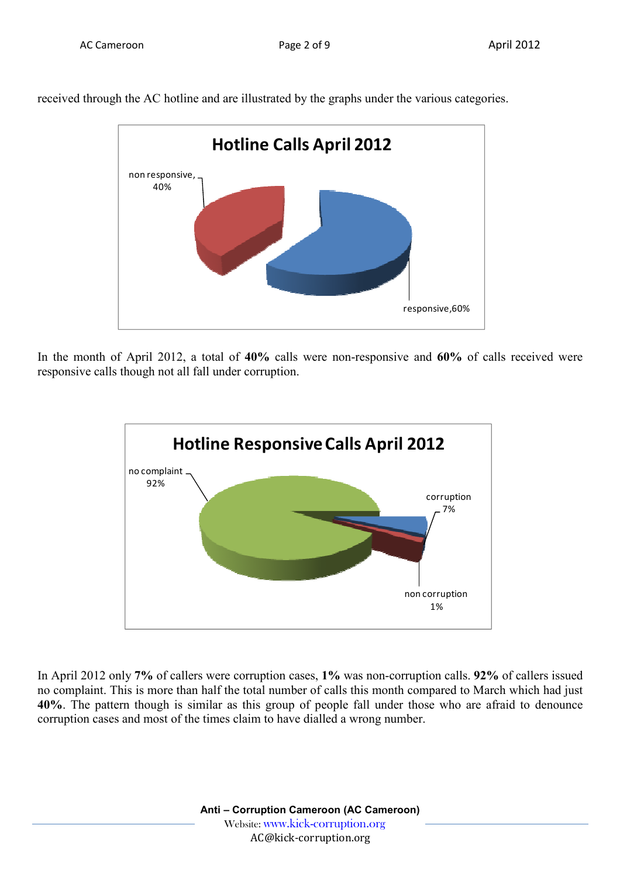received through the AC hotline and are illustrated by the graphs under the various categories.

**Hotline Calls April 2012**

non responsive, 40%

responsive,60%

In the month of April 2012, a total of **40%** calls were non-responsive and **60%** of calls received were responsive calls though not all fall under corruption.

**Hotline Responsive Calls April 2012**

no complaint 92%

corruption 7%

non corruption 1%

In April 2012 only **7%** of callers were corruption cases, **1%** was non-corruption calls. **92%** of callers issued no complaint. This is more than half the total number of calls this month compared to March which had just **40%**. The pattern though is similar as this group of people fall under those who are afraid to denounce corruption cases and most of the times claim to have dialled a wrong number.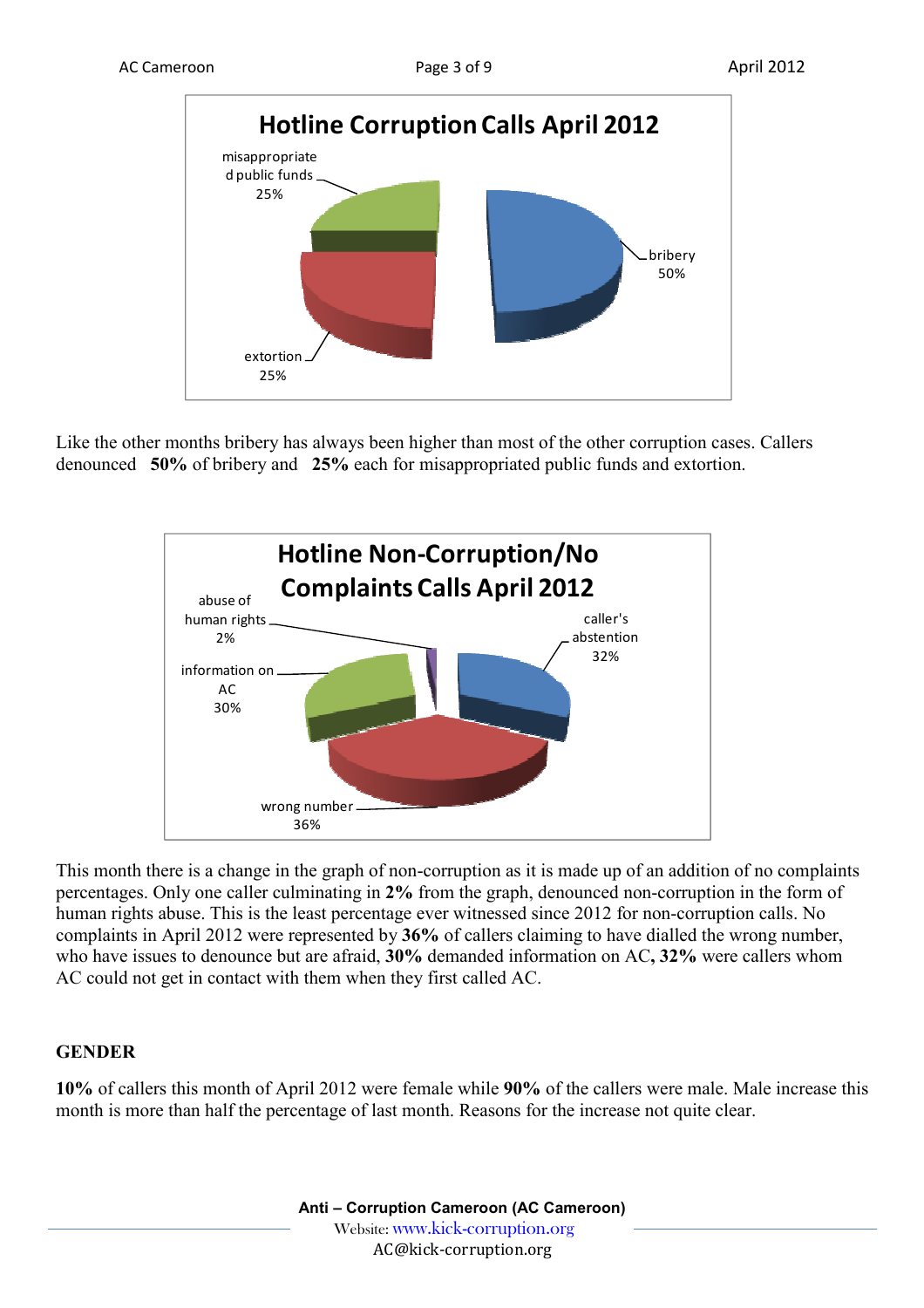**Hotline Corruption Calls April 2012**

misappropriated public funds 25%

bribery 50%

extortion 25%

Like the other months bribery has always been higher than most of the other corruption cases. Callers denounced **50%** of bribery and **25%** each for misappropriated public funds and extortion.

**Hotline Non-Corruption/No Complaints Calls April 2012**

abuse of human rights 2%

caller's abstention 32%

information on AC 30%

wrong number 36%

This month there is a change in the graph of non-corruption as it is made up of an addition of no complaints percentages. Only one caller culminating in **2%** from the graph, denounced non-corruption in the form of human rights abuse. This is the least percentage ever witnessed since 2012 for non-corruption calls. No complaints in April 2012 were represented by **36%** of callers claiming to have dialled the wrong number, who have issues to denounce but are afraid, **30%** demanded information on AC**, 32%** were callers whom AC could not get in contact with them when they first called AC.

## GENDER

**10%** of callers this month of April 2012 were female while **90%** of the callers were male. Male increase this month is more than half the percentage of last month. Reasons for the increase not quite clear.

**Anti – Corruption Cameroon (AC Cameroon)**
Website: www.kick-corruption.org
AC@kick-corruption.org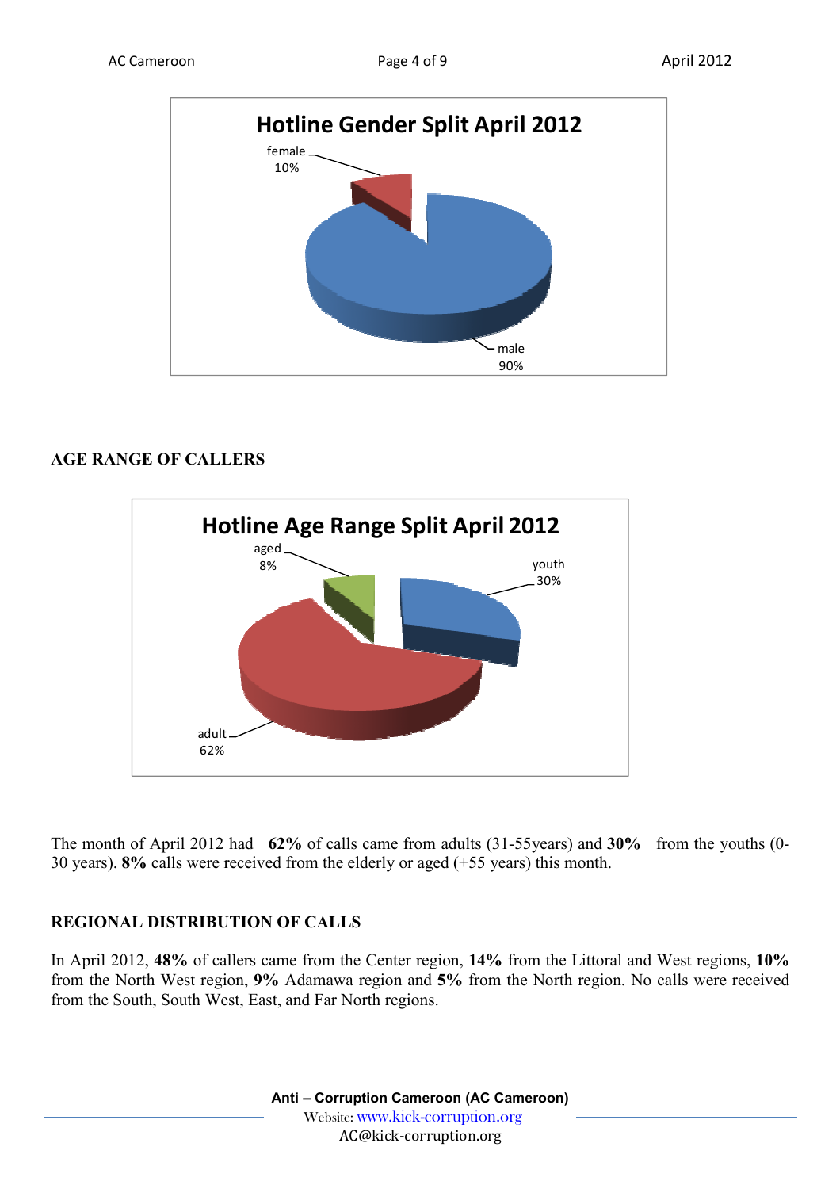**Hotline Gender Split April 2012**

female 10%

male 90%

## AGE RANGE OF CALLERS

**Hotline Age Range Split April 2012**

aged 8%

youth 30%

adult 62%

The month of April 2012 had **62%** of calls came from adults (31-55years) and **30%** from the youths (0-30 years). **8%** calls were received from the elderly or aged (+55 years) this month.

## REGIONAL DISTRIBUTION OF CALLS

In April 2012, **48%** of callers came from the Center region, **14%** from the Littoral and West regions, **10%** from the North West region, **9%** Adamawa region and **5%** from the North region. No calls were received from the South, South West, East, and Far North regions.

**Anti – Corruption Cameroon (AC Cameroon)**
Website: www.kick-corruption.org
AC@kick-corruption.org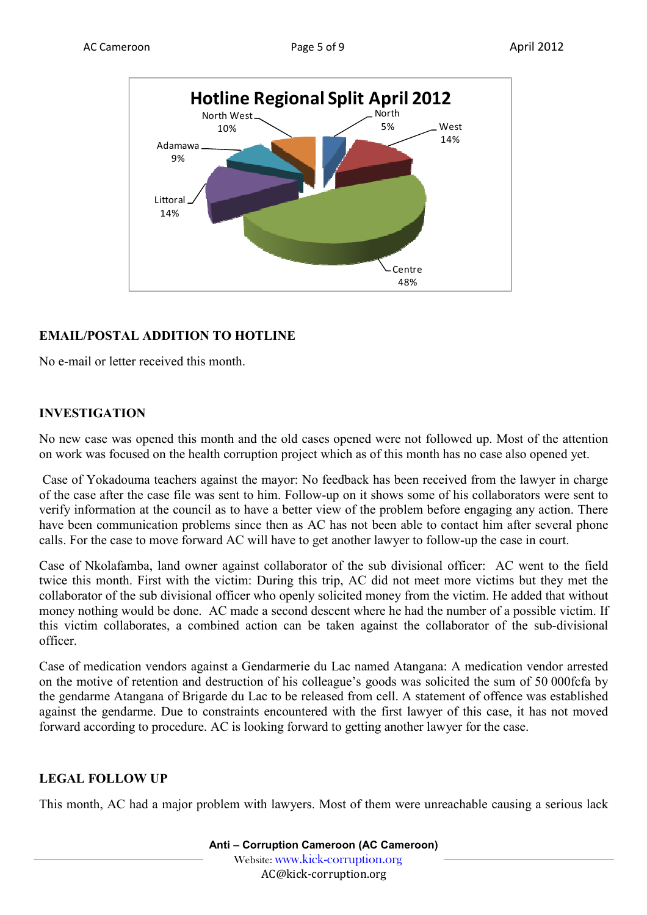**Hotline Regional Split April 2012**

| Region | Share |
|---|---|
| North West | 10% |
| North | 5% |
| West | 14% |
| Adamawa | 9% |
| Littoral | 14% |
| Centre | 48% |

## EMAIL/POSTAL ADDITION TO HOTLINE

No e-mail or letter received this month.

## INVESTIGATION

No new case was opened this month and the old cases opened were not followed up. Most of the attention on work was focused on the health corruption project which as of this month has no case also opened yet.

Case of Yokadouma teachers against the mayor: No feedback has been received from the lawyer in charge of the case after the case file was sent to him. Follow-up on it shows some of his collaborators were sent to verify information at the council as to have a better view of the problem before engaging any action. There have been communication problems since then as AC has not been able to contact him after several phone calls. For the case to move forward AC will have to get another lawyer to follow-up the case in court.

Case of Nkolafamba, land owner against collaborator of the sub divisional officer: AC went to the field twice this month. First with the victim: During this trip, AC did not meet more victims but they met the collaborator of the sub divisional officer who openly solicited money from the victim. He added that without money nothing would be done. AC made a second descent where he had the number of a possible victim. If this victim collaborates, a combined action can be taken against the collaborator of the sub-divisional officer.

Case of medication vendors against a Gendarmerie du Lac named Atangana: A medication vendor arrested on the motive of retention and destruction of his colleague's goods was solicited the sum of 50 000fcfa by the gendarme Atangana of Brigarde du Lac to be released from cell. A statement of offence was established against the gendarme. Due to constraints encountered with the first lawyer of this case, it has not moved forward according to procedure. AC is looking forward to getting another lawyer for the case.

## LEGAL FOLLOW UP

This month, AC had a major problem with lawyers. Most of them were unreachable causing a serious lack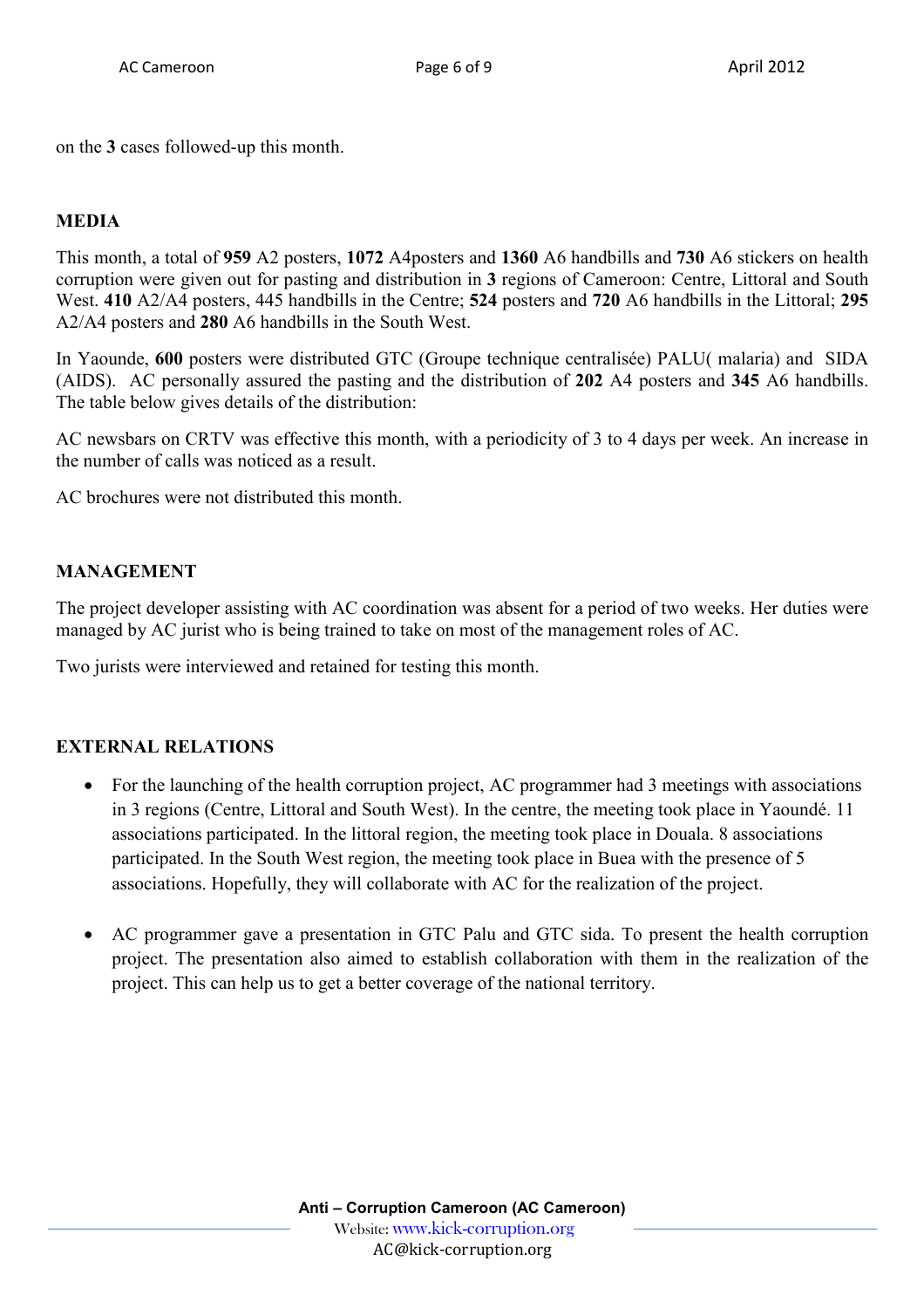on the **3** cases followed-up this month.

## MEDIA

This month, a total of **959** A2 posters, **1072** A4posters and **1360** A6 handbills and **730** A6 stickers on health corruption were given out for pasting and distribution in **3** regions of Cameroon: Centre, Littoral and South West. **410** A2/A4 posters, 445 handbills in the Centre; **524** posters and **720** A6 handbills in the Littoral; **295** A2/A4 posters and **280** A6 handbills in the South West.

In Yaounde, **600** posters were distributed GTC (Groupe technique centralisée) PALU( malaria) and SIDA (AIDS). AC personally assured the pasting and the distribution of **202** A4 posters and **345** A6 handbills. The table below gives details of the distribution:

AC newsbars on CRTV was effective this month, with a periodicity of 3 to 4 days per week. An increase in the number of calls was noticed as a result.

AC brochures were not distributed this month.

## MANAGEMENT

The project developer assisting with AC coordination was absent for a period of two weeks. Her duties were managed by AC jurist who is being trained to take on most of the management roles of AC.

Two jurists were interviewed and retained for testing this month.

## EXTERNAL RELATIONS

- For the launching of the health corruption project, AC programmer had 3 meetings with associations in 3 regions (Centre, Littoral and South West). In the centre, the meeting took place in Yaoundé. 11 associations participated. In the littoral region, the meeting took place in Douala. 8 associations participated. In the South West region, the meeting took place in Buea with the presence of 5 associations. Hopefully, they will collaborate with AC for the realization of the project.

- AC programmer gave a presentation in GTC Palu and GTC sida. To present the health corruption project. The presentation also aimed to establish collaboration with them in the realization of the project. This can help us to get a better coverage of the national territory.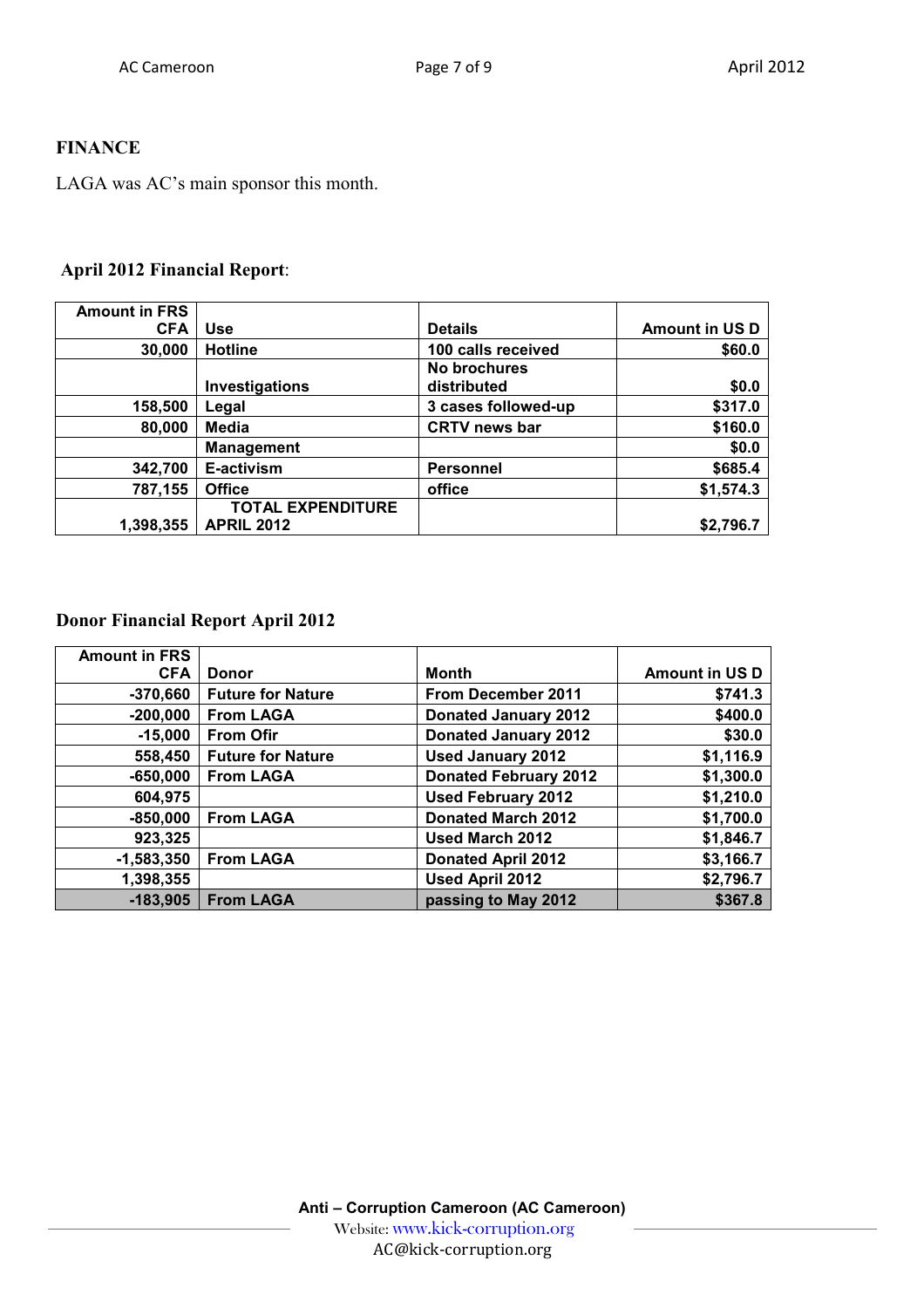## FINANCE

LAGA was AC's main sponsor this month.

**April 2012 Financial Report**:

| Amount in FRS CFA | Use | Details | Amount in US D |
|---|---|---|---|
| 30,000 | Hotline | 100 calls received | $60.0 |
| | Investigations | No brochures distributed | $0.0 |
| 158,500 | Legal | 3 cases followed-up | $317.0 |
| 80,000 | Media | CRTV news bar | $160.0 |
| | Management | | $0.0 |
| 342,700 | E-activism | Personnel | $685.4 |
| 787,155 | Office | office | $1,574.3 |
| 1,398,355 | TOTAL EXPENDITURE APRIL 2012 | | $2,796.7 |

**Donor Financial Report April 2012**

| Amount in FRS CFA | Donor | Month | Amount in US D |
|---|---|---|---|
| -370,660 | Future for Nature | From December 2011 | $741.3 |
| -200,000 | From LAGA | Donated January 2012 | $400.0 |
| -15,000 | From Ofir | Donated January 2012 | $30.0 |
| 558,450 | Future for Nature | Used January 2012 | $1,116.9 |
| -650,000 | From LAGA | Donated February 2012 | $1,300.0 |
| 604,975 | | Used February 2012 | $1,210.0 |
| -850,000 | From LAGA | Donated March 2012 | $1,700.0 |
| 923,325 | | Used March 2012 | $1,846.7 |
| -1,583,350 | From LAGA | Donated April 2012 | $3,166.7 |
| 1,398,355 | | Used April 2012 | $2,796.7 |
| -183,905 | From LAGA | passing to May 2012 | $367.8 |

**Anti – Corruption Cameroon (AC Cameroon)**

Website: www.kick-corruption.org

AC@kick-corruption.org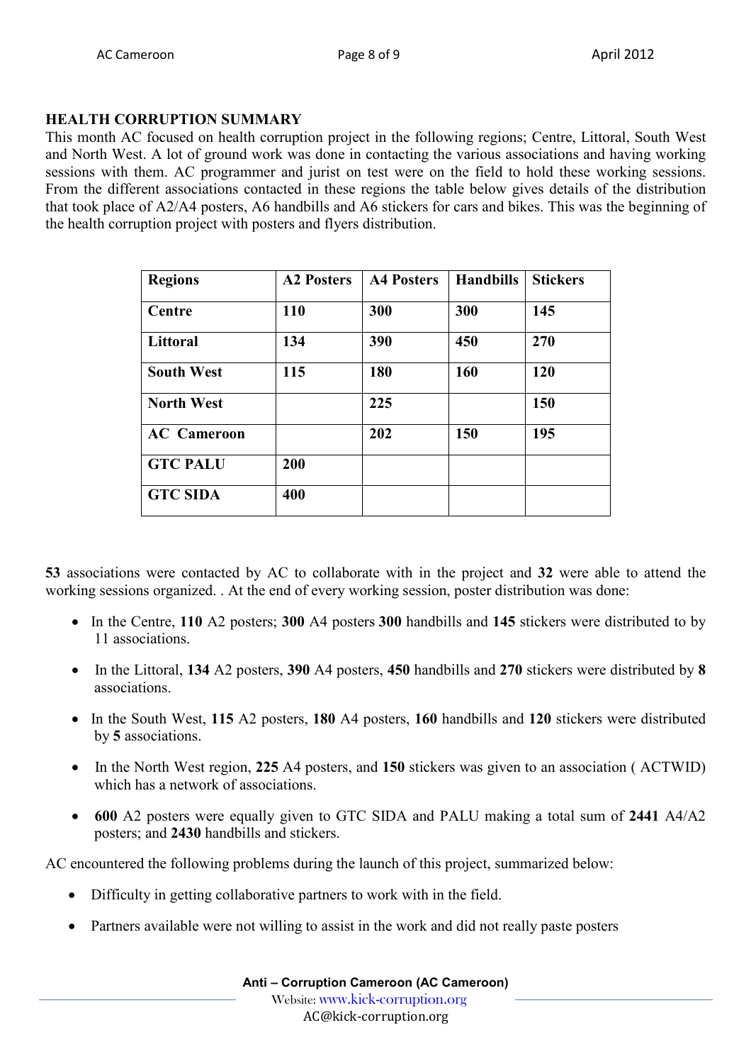## HEALTH CORRUPTION SUMMARY

This month AC focused on health corruption project in the following regions; Centre, Littoral, South West and North West. A lot of ground work was done in contacting the various associations and having working sessions with them. AC programmer and jurist on test were on the field to hold these working sessions. From the different associations contacted in these regions the table below gives details of the distribution that took place of A2/A4 posters, A6 handbills and A6 stickers for cars and bikes. This was the beginning of the health corruption project with posters and flyers distribution.

| Regions | A2 Posters | A4 Posters | Handbills | Stickers |
|---|---|---|---|---|
| Centre | 110 | 300 | 300 | 145 |
| Littoral | 134 | 390 | 450 | 270 |
| South West | 115 | 180 | 160 | 120 |
| North West | | 225 | | 150 |
| AC Cameroon | | 202 | 150 | 195 |
| GTC PALU | 200 | | | |
| GTC SIDA | 400 | | | |

**53** associations were contacted by AC to collaborate with in the project and **32** were able to attend the working sessions organized. . At the end of every working session, poster distribution was done:

- In the Centre, **110** A2 posters; **300** A4 posters **300** handbills and **145** stickers were distributed to by 11 associations.
- In the Littoral, **134** A2 posters, **390** A4 posters, **450** handbills and **270** stickers were distributed by **8** associations.
- In the South West, **115** A2 posters, **180** A4 posters, **160** handbills and **120** stickers were distributed by **5** associations.
- In the North West region, **225** A4 posters, and **150** stickers was given to an association ( ACTWID) which has a network of associations.
- **600** A2 posters were equally given to GTC SIDA and PALU making a total sum of **2441** A4/A2 posters; and **2430** handbills and stickers.

AC encountered the following problems during the launch of this project, summarized below:

- Difficulty in getting collaborative partners to work with in the field.
- Partners available were not willing to assist in the work and did not really paste posters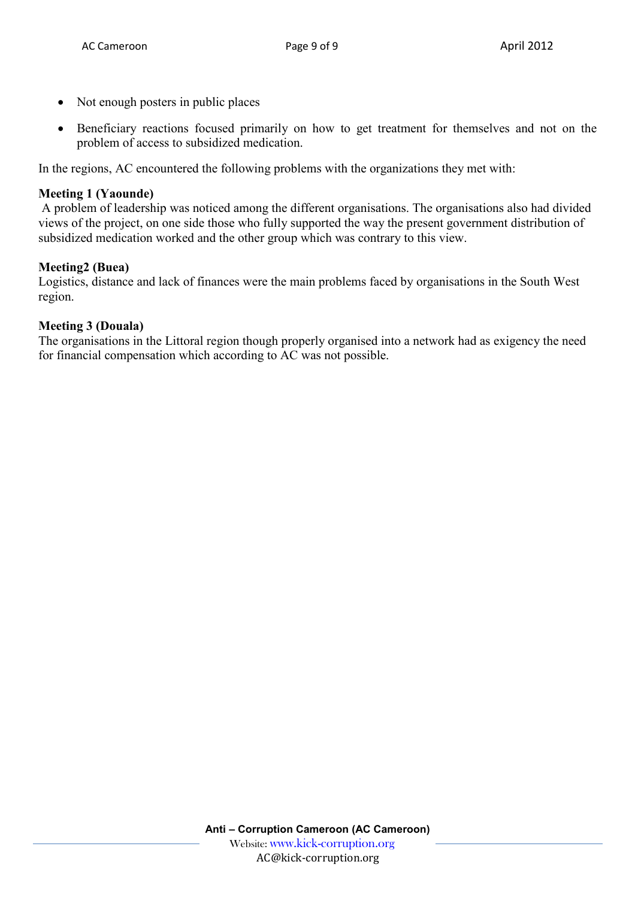- Not enough posters in public places
- Beneficiary reactions focused primarily on how to get treatment for themselves and not on the problem of access to subsidized medication.

In the regions, AC encountered the following problems with the organizations they met with:

**Meeting 1 (Yaounde)**

A problem of leadership was noticed among the different organisations. The organisations also had divided views of the project, on one side those who fully supported the way the present government distribution of subsidized medication worked and the other group which was contrary to this view.

**Meeting2 (Buea)**

Logistics, distance and lack of finances were the main problems faced by organisations in the South West region.

**Meeting 3 (Douala)**

The organisations in the Littoral region though properly organised into a network had as exigency the need for financial compensation which according to AC was not possible.